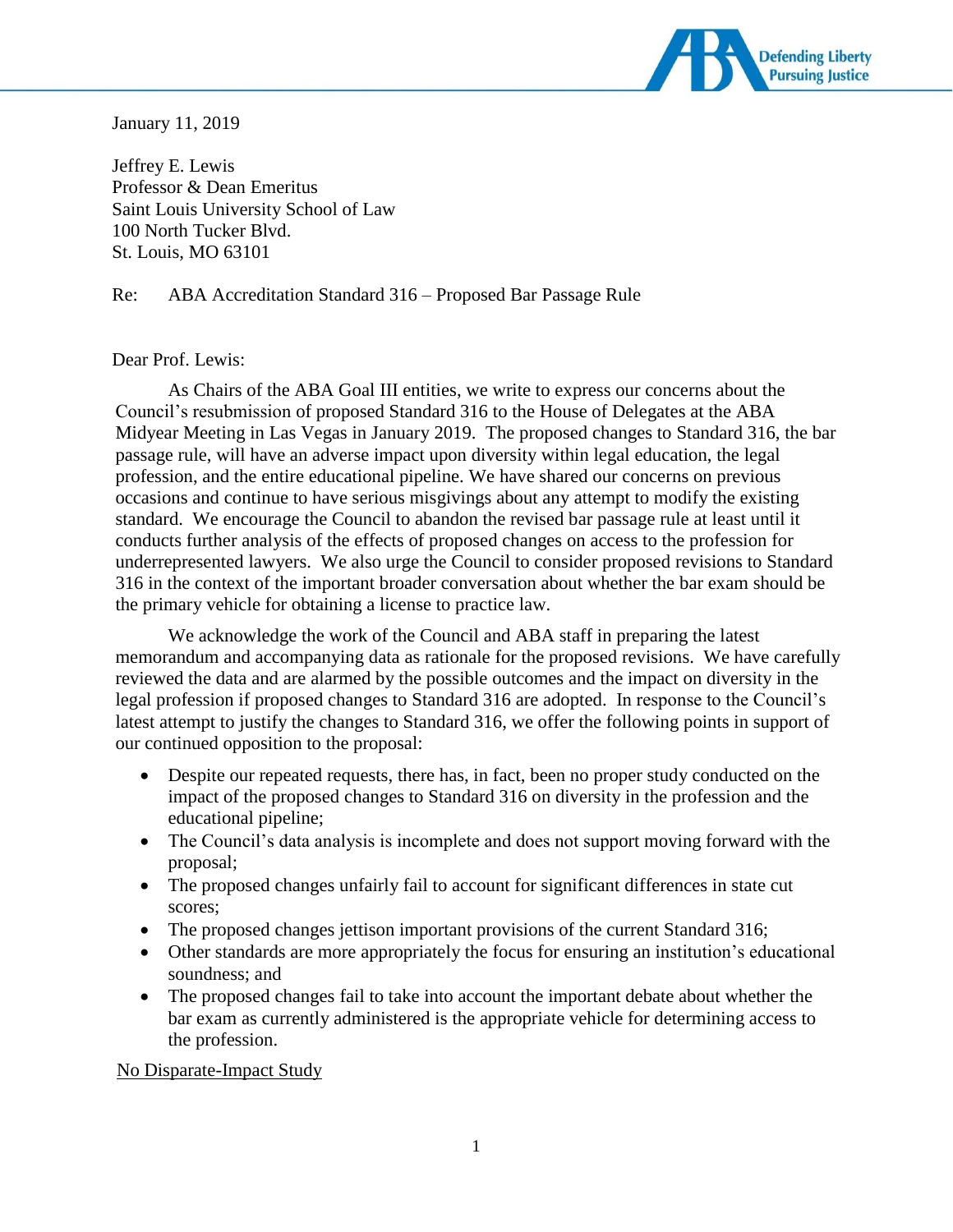January 11, 2019

Jeffrey E. Lewis
Professor & Dean Emeritus
Saint Louis University School of Law
100 North Tucker Blvd.
St. Louis, MO 63101

Re: ABA Accreditation Standard 316 – Proposed Bar Passage Rule

Dear Prof. Lewis:

As Chairs of the ABA Goal III entities, we write to express our concerns about the Council's resubmission of proposed Standard 316 to the House of Delegates at the ABA Midyear Meeting in Las Vegas in January 2019. The proposed changes to Standard 316, the bar passage rule, will have an adverse impact upon diversity within legal education, the legal profession, and the entire educational pipeline. We have shared our concerns on previous occasions and continue to have serious misgivings about any attempt to modify the existing standard. We encourage the Council to abandon the revised bar passage rule at least until it conducts further analysis of the effects of proposed changes on access to the profession for underrepresented lawyers. We also urge the Council to consider proposed revisions to Standard 316 in the context of the important broader conversation about whether the bar exam should be the primary vehicle for obtaining a license to practice law.

We acknowledge the work of the Council and ABA staff in preparing the latest memorandum and accompanying data as rationale for the proposed revisions. We have carefully reviewed the data and are alarmed by the possible outcomes and the impact on diversity in the legal profession if proposed changes to Standard 316 are adopted. In response to the Council's latest attempt to justify the changes to Standard 316, we offer the following points in support of our continued opposition to the proposal:

- Despite our repeated requests, there has, in fact, been no proper study conducted on the impact of the proposed changes to Standard 316 on diversity in the profession and the educational pipeline;
- The Council's data analysis is incomplete and does not support moving forward with the proposal;
- The proposed changes unfairly fail to account for significant differences in state cut scores;
- The proposed changes jettison important provisions of the current Standard 316;
- Other standards are more appropriately the focus for ensuring an institution's educational soundness; and
- The proposed changes fail to take into account the important debate about whether the bar exam as currently administered is the appropriate vehicle for determining access to the profession.

<u>No Disparate-Impact Study</u>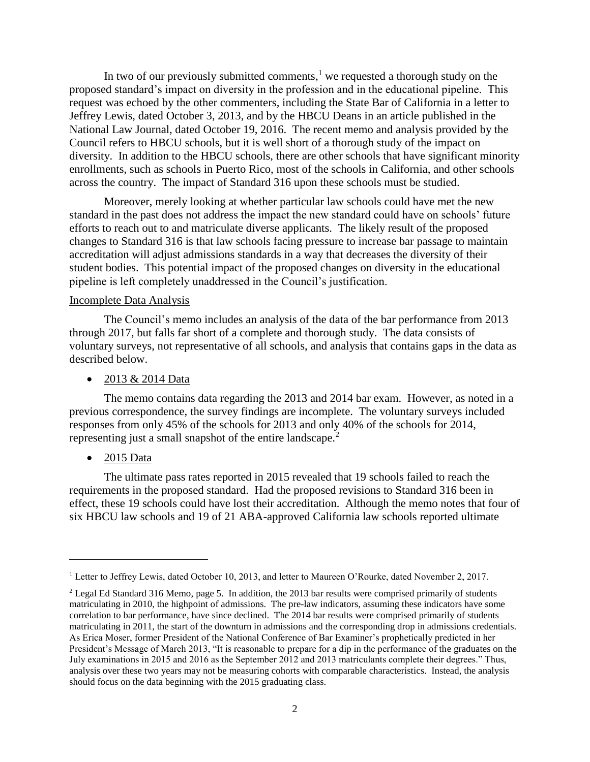In two of our previously submitted comments,[1] we requested a thorough study on the proposed standard's impact on diversity in the profession and in the educational pipeline. This request was echoed by the other commenters, including the State Bar of California in a letter to Jeffrey Lewis, dated October 3, 2013, and by the HBCU Deans in an article published in the National Law Journal, dated October 19, 2016. The recent memo and analysis provided by the Council refers to HBCU schools, but it is well short of a thorough study of the impact on diversity. In addition to the HBCU schools, there are other schools that have significant minority enrollments, such as schools in Puerto Rico, most of the schools in California, and other schools across the country. The impact of Standard 316 upon these schools must be studied.

Moreover, merely looking at whether particular law schools could have met the new standard in the past does not address the impact the new standard could have on schools' future efforts to reach out to and matriculate diverse applicants. The likely result of the proposed changes to Standard 316 is that law schools facing pressure to increase bar passage to maintain accreditation will adjust admissions standards in a way that decreases the diversity of their student bodies. This potential impact of the proposed changes on diversity in the educational pipeline is left completely unaddressed in the Council's justification.

Incomplete Data Analysis

The Council's memo includes an analysis of the data of the bar performance from 2013 through 2017, but falls far short of a complete and thorough study. The data consists of voluntary surveys, not representative of all schools, and analysis that contains gaps in the data as described below.

- 2013 & 2014 Data

The memo contains data regarding the 2013 and 2014 bar exam. However, as noted in a previous correspondence, the survey findings are incomplete. The voluntary surveys included responses from only 45% of the schools for 2013 and only 40% of the schools for 2014, representing just a small snapshot of the entire landscape.[2]

- 2015 Data

The ultimate pass rates reported in 2015 revealed that 19 schools failed to reach the requirements in the proposed standard. Had the proposed revisions to Standard 316 been in effect, these 19 schools could have lost their accreditation. Although the memo notes that four of six HBCU law schools and 19 of 21 ABA-approved California law schools reported ultimate

---

[1] Letter to Jeffrey Lewis, dated October 10, 2013, and letter to Maureen O'Rourke, dated November 2, 2017.

[2] Legal Ed Standard 316 Memo, page 5. In addition, the 2013 bar results were comprised primarily of students matriculating in 2010, the highpoint of admissions. The pre-law indicators, assuming these indicators have some correlation to bar performance, have since declined. The 2014 bar results were comprised primarily of students matriculating in 2011, the start of the downturn in admissions and the corresponding drop in admissions credentials. As Erica Moser, former President of the National Conference of Bar Examiner's prophetically predicted in her President's Message of March 2013, "It is reasonable to prepare for a dip in the performance of the graduates on the July examinations in 2015 and 2016 as the September 2012 and 2013 matriculants complete their degrees." Thus, analysis over these two years may not be measuring cohorts with comparable characteristics. Instead, the analysis should focus on the data beginning with the 2015 graduating class.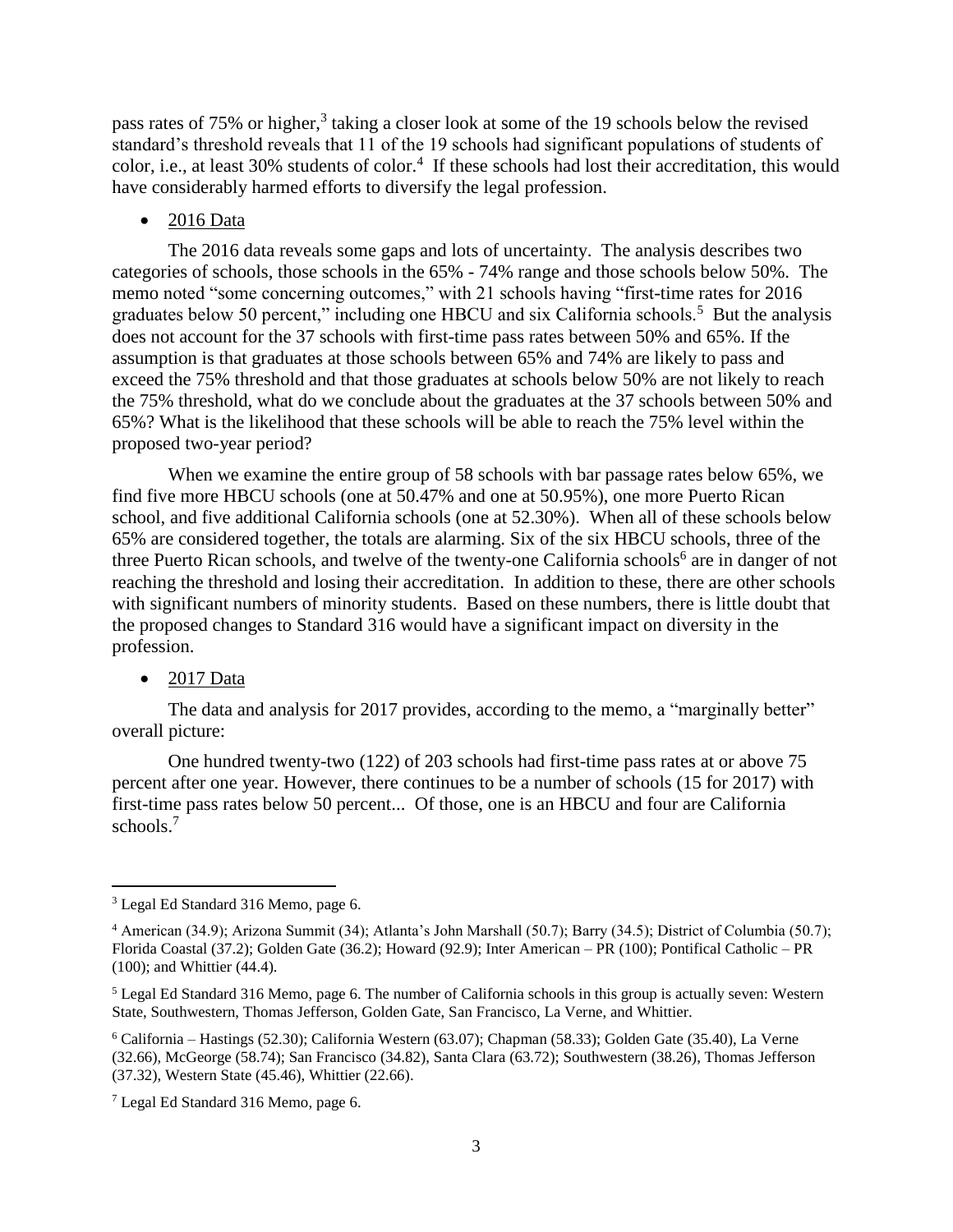pass rates of 75% or higher,[3] taking a closer look at some of the 19 schools below the revised standard's threshold reveals that 11 of the 19 schools had significant populations of students of color, i.e., at least 30% students of color.[4] If these schools had lost their accreditation, this would have considerably harmed efforts to diversify the legal profession.

- 2016 Data

The 2016 data reveals some gaps and lots of uncertainty. The analysis describes two categories of schools, those schools in the 65% - 74% range and those schools below 50%. The memo noted "some concerning outcomes," with 21 schools having "first-time rates for 2016 graduates below 50 percent," including one HBCU and six California schools.[5] But the analysis does not account for the 37 schools with first-time pass rates between 50% and 65%. If the assumption is that graduates at those schools between 65% and 74% are likely to pass and exceed the 75% threshold and that those graduates at schools below 50% are not likely to reach the 75% threshold, what do we conclude about the graduates at the 37 schools between 50% and 65%? What is the likelihood that these schools will be able to reach the 75% level within the proposed two-year period?

When we examine the entire group of 58 schools with bar passage rates below 65%, we find five more HBCU schools (one at 50.47% and one at 50.95%), one more Puerto Rican school, and five additional California schools (one at 52.30%). When all of these schools below 65% are considered together, the totals are alarming. Six of the six HBCU schools, three of the three Puerto Rican schools, and twelve of the twenty-one California schools[6] are in danger of not reaching the threshold and losing their accreditation. In addition to these, there are other schools with significant numbers of minority students. Based on these numbers, there is little doubt that the proposed changes to Standard 316 would have a significant impact on diversity in the profession.

- 2017 Data

The data and analysis for 2017 provides, according to the memo, a "marginally better" overall picture:

> One hundred twenty-two (122) of 203 schools had first-time pass rates at or above 75 percent after one year. However, there continues to be a number of schools (15 for 2017) with first-time pass rates below 50 percent... Of those, one is an HBCU and four are California schools.[7]

---

[3] Legal Ed Standard 316 Memo, page 6.

[4] American (34.9); Arizona Summit (34); Atlanta's John Marshall (50.7); Barry (34.5); District of Columbia (50.7); Florida Coastal (37.2); Golden Gate (36.2); Howard (92.9); Inter American – PR (100); Pontifical Catholic – PR (100); and Whittier (44.4).

[5] Legal Ed Standard 316 Memo, page 6. The number of California schools in this group is actually seven: Western State, Southwestern, Thomas Jefferson, Golden Gate, San Francisco, La Verne, and Whittier.

[6] California – Hastings (52.30); California Western (63.07); Chapman (58.33); Golden Gate (35.40), La Verne (32.66), McGeorge (58.74); San Francisco (34.82), Santa Clara (63.72); Southwestern (38.26), Thomas Jefferson (37.32), Western State (45.46), Whittier (22.66).

[7] Legal Ed Standard 316 Memo, page 6.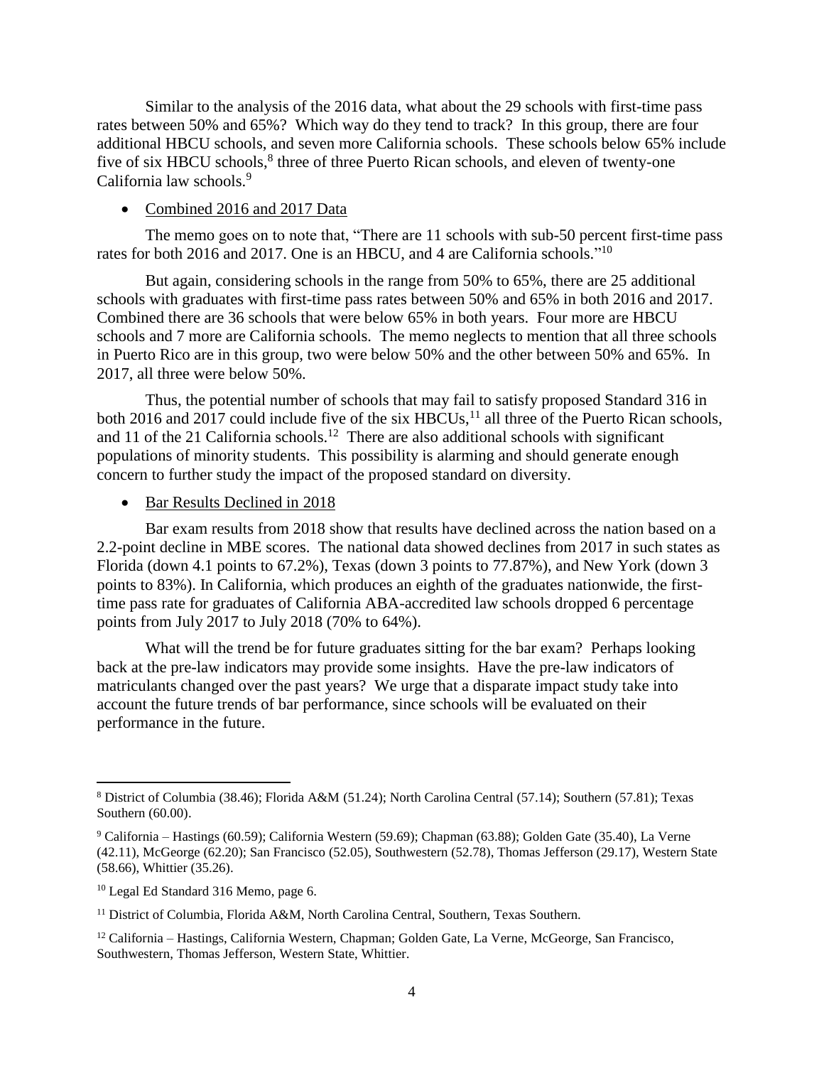Similar to the analysis of the 2016 data, what about the 29 schools with first-time pass rates between 50% and 65%? Which way do they tend to track? In this group, there are four additional HBCU schools, and seven more California schools. These schools below 65% include five of six HBCU schools,[8] three of three Puerto Rican schools, and eleven of twenty-one California law schools.[9]

- <u>Combined 2016 and 2017 Data</u>

The memo goes on to note that, "There are 11 schools with sub-50 percent first-time pass rates for both 2016 and 2017. One is an HBCU, and 4 are California schools."[10]

But again, considering schools in the range from 50% to 65%, there are 25 additional schools with graduates with first-time pass rates between 50% and 65% in both 2016 and 2017. Combined there are 36 schools that were below 65% in both years. Four more are HBCU schools and 7 more are California schools. The memo neglects to mention that all three schools in Puerto Rico are in this group, two were below 50% and the other between 50% and 65%. In 2017, all three were below 50%.

Thus, the potential number of schools that may fail to satisfy proposed Standard 316 in both 2016 and 2017 could include five of the six HBCUs,[11] all three of the Puerto Rican schools, and 11 of the 21 California schools.[12] There are also additional schools with significant populations of minority students. This possibility is alarming and should generate enough concern to further study the impact of the proposed standard on diversity.

- <u>Bar Results Declined in 2018</u>

Bar exam results from 2018 show that results have declined across the nation based on a 2.2-point decline in MBE scores. The national data showed declines from 2017 in such states as Florida (down 4.1 points to 67.2%), Texas (down 3 points to 77.87%), and New York (down 3 points to 83%). In California, which produces an eighth of the graduates nationwide, the first-time pass rate for graduates of California ABA-accredited law schools dropped 6 percentage points from July 2017 to July 2018 (70% to 64%).

What will the trend be for future graduates sitting for the bar exam? Perhaps looking back at the pre-law indicators may provide some insights. Have the pre-law indicators of matriculants changed over the past years? We urge that a disparate impact study take into account the future trends of bar performance, since schools will be evaluated on their performance in the future.

---

[8] District of Columbia (38.46); Florida A&M (51.24); North Carolina Central (57.14); Southern (57.81); Texas Southern (60.00).

[9] California – Hastings (60.59); California Western (59.69); Chapman (63.88); Golden Gate (35.40), La Verne (42.11), McGeorge (62.20); San Francisco (52.05), Southwestern (52.78), Thomas Jefferson (29.17), Western State (58.66), Whittier (35.26).

[10] Legal Ed Standard 316 Memo, page 6.

[11] District of Columbia, Florida A&M, North Carolina Central, Southern, Texas Southern.

[12] California – Hastings, California Western, Chapman; Golden Gate, La Verne, McGeorge, San Francisco, Southwestern, Thomas Jefferson, Western State, Whittier.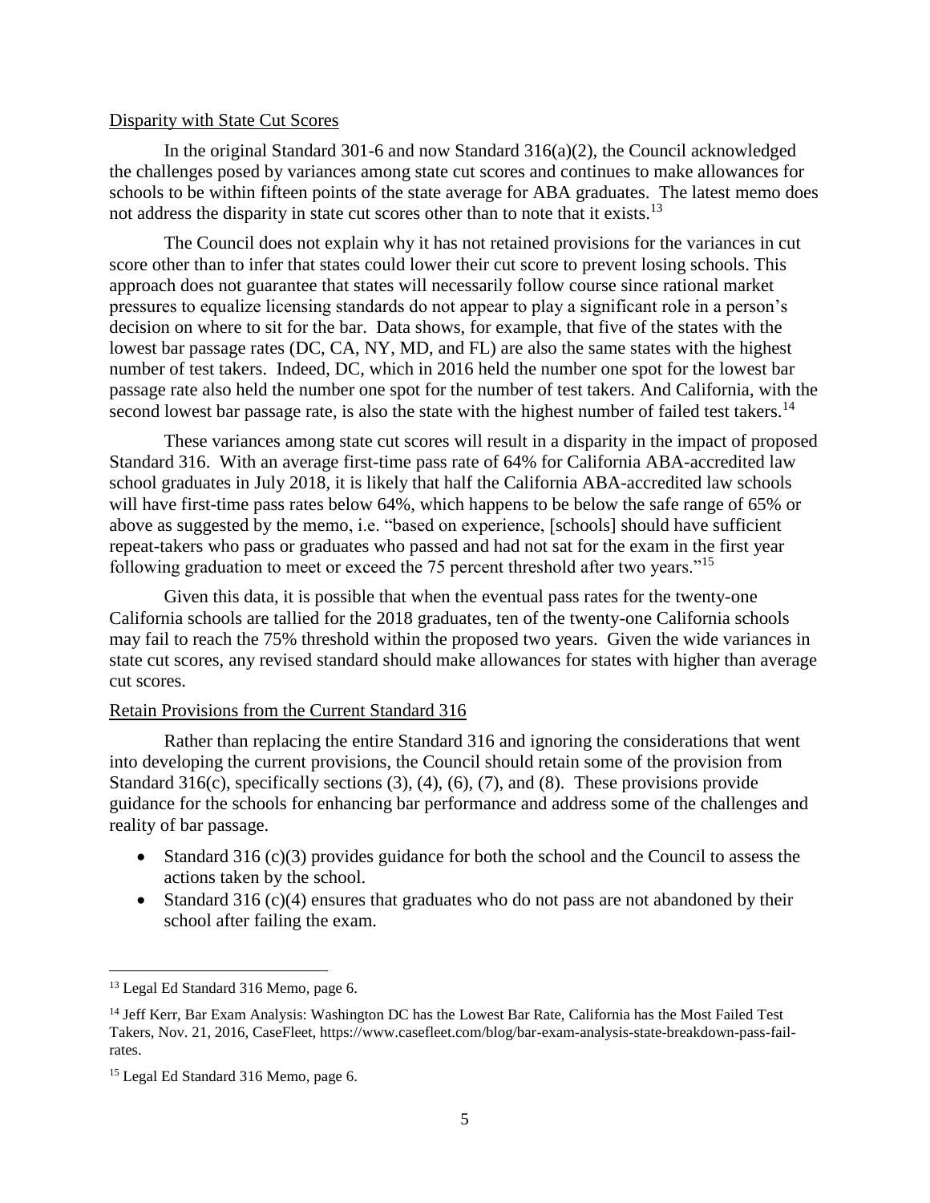Disparity with State Cut Scores

In the original Standard 301-6 and now Standard 316(a)(2), the Council acknowledged the challenges posed by variances among state cut scores and continues to make allowances for schools to be within fifteen points of the state average for ABA graduates. The latest memo does not address the disparity in state cut scores other than to note that it exists.[13]

The Council does not explain why it has not retained provisions for the variances in cut score other than to infer that states could lower their cut score to prevent losing schools. This approach does not guarantee that states will necessarily follow course since rational market pressures to equalize licensing standards do not appear to play a significant role in a person's decision on where to sit for the bar. Data shows, for example, that five of the states with the lowest bar passage rates (DC, CA, NY, MD, and FL) are also the same states with the highest number of test takers. Indeed, DC, which in 2016 held the number one spot for the lowest bar passage rate also held the number one spot for the number of test takers. And California, with the second lowest bar passage rate, is also the state with the highest number of failed test takers.[14]

These variances among state cut scores will result in a disparity in the impact of proposed Standard 316. With an average first-time pass rate of 64% for California ABA-accredited law school graduates in July 2018, it is likely that half the California ABA-accredited law schools will have first-time pass rates below 64%, which happens to be below the safe range of 65% or above as suggested by the memo, i.e. "based on experience, [schools] should have sufficient repeat-takers who pass or graduates who passed and had not sat for the exam in the first year following graduation to meet or exceed the 75 percent threshold after two years."[15]

Given this data, it is possible that when the eventual pass rates for the twenty-one California schools are tallied for the 2018 graduates, ten of the twenty-one California schools may fail to reach the 75% threshold within the proposed two years. Given the wide variances in state cut scores, any revised standard should make allowances for states with higher than average cut scores.

Retain Provisions from the Current Standard 316

Rather than replacing the entire Standard 316 and ignoring the considerations that went into developing the current provisions, the Council should retain some of the provision from Standard 316(c), specifically sections (3), (4), (6), (7), and (8). These provisions provide guidance for the schools for enhancing bar performance and address some of the challenges and reality of bar passage.

- Standard 316 (c)(3) provides guidance for both the school and the Council to assess the actions taken by the school.
- Standard 316 (c)(4) ensures that graduates who do not pass are not abandoned by their school after failing the exam.

---

[13] Legal Ed Standard 316 Memo, page 6.

[14] Jeff Kerr, Bar Exam Analysis: Washington DC has the Lowest Bar Rate, California has the Most Failed Test Takers, Nov. 21, 2016, CaseFleet, https://www.casefleet.com/blog/bar-exam-analysis-state-breakdown-pass-fail-rates.

[15] Legal Ed Standard 316 Memo, page 6.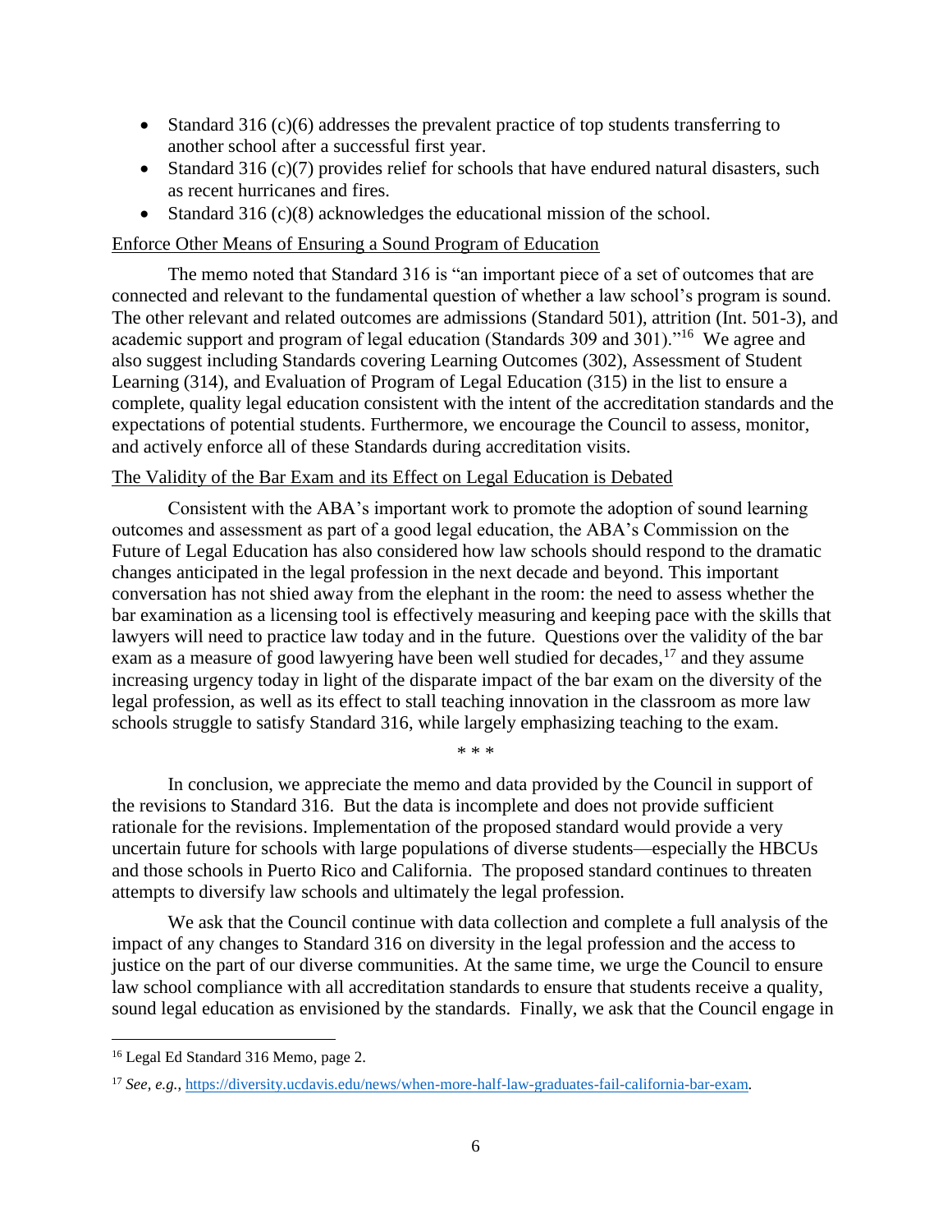- Standard 316 (c)(6) addresses the prevalent practice of top students transferring to another school after a successful first year.
- Standard 316 (c)(7) provides relief for schools that have endured natural disasters, such as recent hurricanes and fires.
- Standard 316 (c)(8) acknowledges the educational mission of the school.

Enforce Other Means of Ensuring a Sound Program of Education

The memo noted that Standard 316 is "an important piece of a set of outcomes that are connected and relevant to the fundamental question of whether a law school's program is sound. The other relevant and related outcomes are admissions (Standard 501), attrition (Int. 501-3), and academic support and program of legal education (Standards 309 and 301)."[16] We agree and also suggest including Standards covering Learning Outcomes (302), Assessment of Student Learning (314), and Evaluation of Program of Legal Education (315) in the list to ensure a complete, quality legal education consistent with the intent of the accreditation standards and the expectations of potential students. Furthermore, we encourage the Council to assess, monitor, and actively enforce all of these Standards during accreditation visits.

The Validity of the Bar Exam and its Effect on Legal Education is Debated

Consistent with the ABA's important work to promote the adoption of sound learning outcomes and assessment as part of a good legal education, the ABA's Commission on the Future of Legal Education has also considered how law schools should respond to the dramatic changes anticipated in the legal profession in the next decade and beyond. This important conversation has not shied away from the elephant in the room: the need to assess whether the bar examination as a licensing tool is effectively measuring and keeping pace with the skills that lawyers will need to practice law today and in the future. Questions over the validity of the bar exam as a measure of good lawyering have been well studied for decades,[17] and they assume increasing urgency today in light of the disparate impact of the bar exam on the diversity of the legal profession, as well as its effect to stall teaching innovation in the classroom as more law schools struggle to satisfy Standard 316, while largely emphasizing teaching to the exam.

\* \* \*

In conclusion, we appreciate the memo and data provided by the Council in support of the revisions to Standard 316. But the data is incomplete and does not provide sufficient rationale for the revisions. Implementation of the proposed standard would provide a very uncertain future for schools with large populations of diverse students—especially the HBCUs and those schools in Puerto Rico and California. The proposed standard continues to threaten attempts to diversify law schools and ultimately the legal profession.

We ask that the Council continue with data collection and complete a full analysis of the impact of any changes to Standard 316 on diversity in the legal profession and the access to justice on the part of our diverse communities. At the same time, we urge the Council to ensure law school compliance with all accreditation standards to ensure that students receive a quality, sound legal education as envisioned by the standards. Finally, we ask that the Council engage in

---

[16] Legal Ed Standard 316 Memo, page 2.

[17] *See, e.g.*, https://diversity.ucdavis.edu/news/when-more-half-law-graduates-fail-california-bar-exam.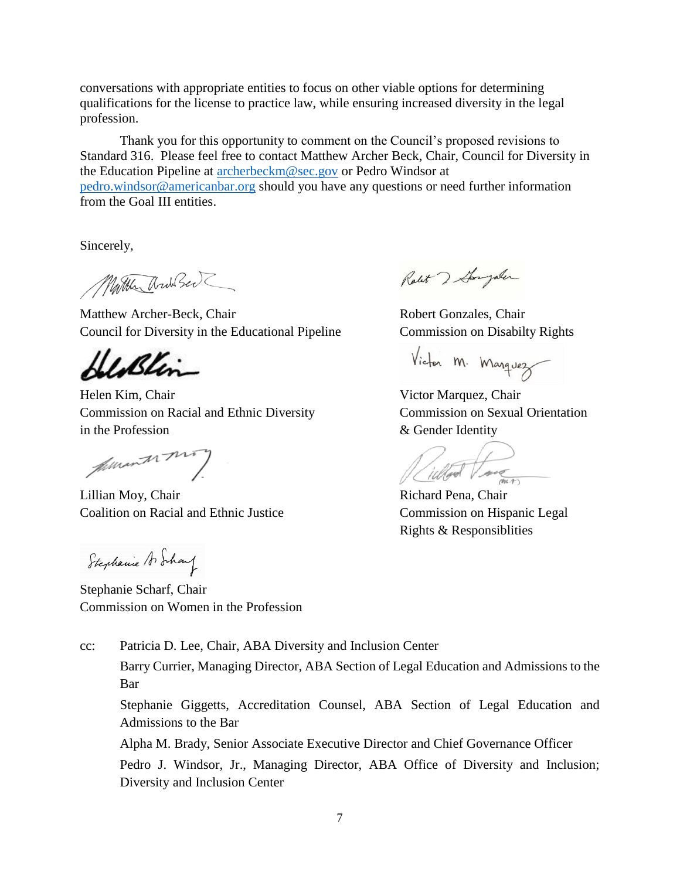conversations with appropriate entities to focus on other viable options for determining qualifications for the license to practice law, while ensuring increased diversity in the legal profession.

Thank you for this opportunity to comment on the Council's proposed revisions to Standard 316. Please feel free to contact Matthew Archer Beck, Chair, Council for Diversity in the Education Pipeline at archerbeckm@sec.gov or Pedro Windsor at pedro.windsor@americanbar.org should you have any questions or need further information from the Goal III entities.

Sincerely,

Matthew Archer-Beck, Chair
Council for Diversity in the Educational Pipeline

Robert Gonzales, Chair
Commission on Disabilty Rights

Helen Kim, Chair
Commission on Racial and Ethnic Diversity in the Profession

Victor Marquez, Chair
Commission on Sexual Orientation & Gender Identity

Lillian Moy, Chair
Coalition on Racial and Ethnic Justice

Richard Pena, Chair
Commission on Hispanic Legal Rights & Responsiblities

Stephanie Scharf, Chair
Commission on Women in the Profession

cc: Patricia D. Lee, Chair, ABA Diversity and Inclusion Center

Barry Currier, Managing Director, ABA Section of Legal Education and Admissions to the Bar

Stephanie Giggetts, Accreditation Counsel, ABA Section of Legal Education and Admissions to the Bar

Alpha M. Brady, Senior Associate Executive Director and Chief Governance Officer

Pedro J. Windsor, Jr., Managing Director, ABA Office of Diversity and Inclusion; Diversity and Inclusion Center